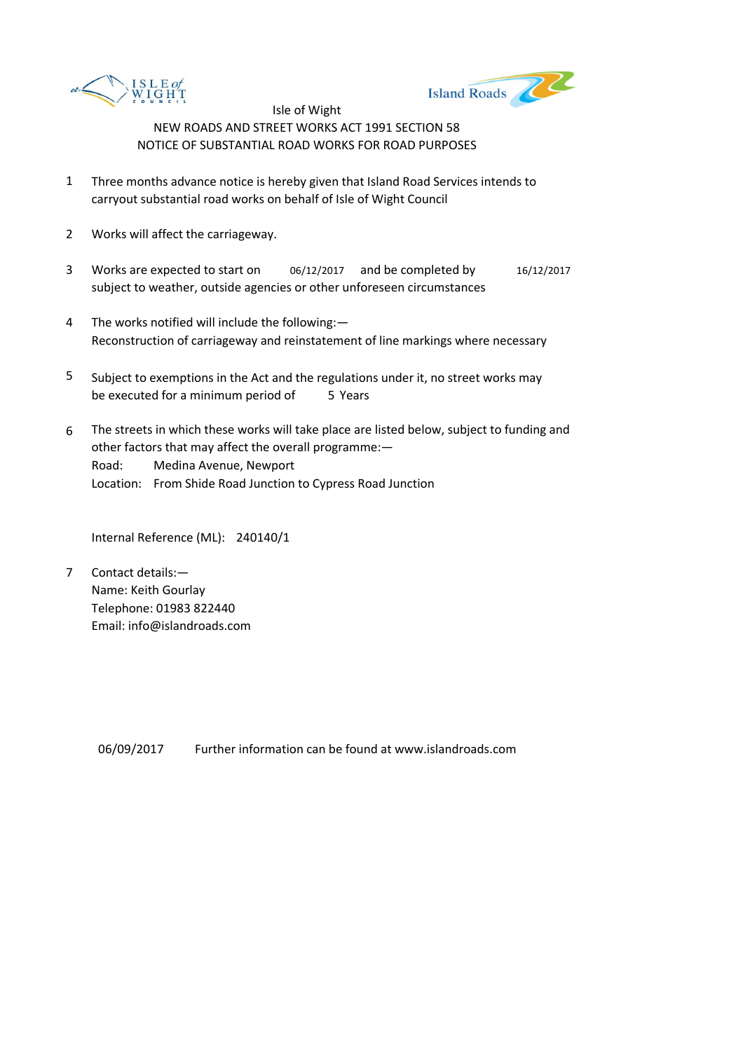Isle of Wight

NEW ROADS AND STREET WORKS ACT 1991 SECTION 58

NOTICE OF SUBSTANTIAL ROAD WORKS FOR ROAD PURPOSES

1. Three months advance notice is hereby given that Island Road Services intends to carryout substantial road works on behalf of Isle of Wight Council

2. Works will affect the carriageway.

3. Works are expected to start on 06/12/2017 and be completed by 16/12/2017 subject to weather, outside agencies or other unforeseen circumstances

4. The works notified will include the following:—
   Reconstruction of carriageway and reinstatement of line markings where necessary

5. Subject to exemptions in the Act and the regulations under it, no street works may be executed for a minimum period of 5 Years

6. The streets in which these works will take place are listed below, subject to funding and other factors that may affect the overall programme:—
   Road: Medina Avenue, Newport
   Location: From Shide Road Junction to Cypress Road Junction

   Internal Reference (ML): 240140/1

7. Contact details:—
   Name: Keith Gourlay
   Telephone: 01983 822440
   Email: info@islandroads.com

06/09/2017 Further information can be found at www.islandroads.com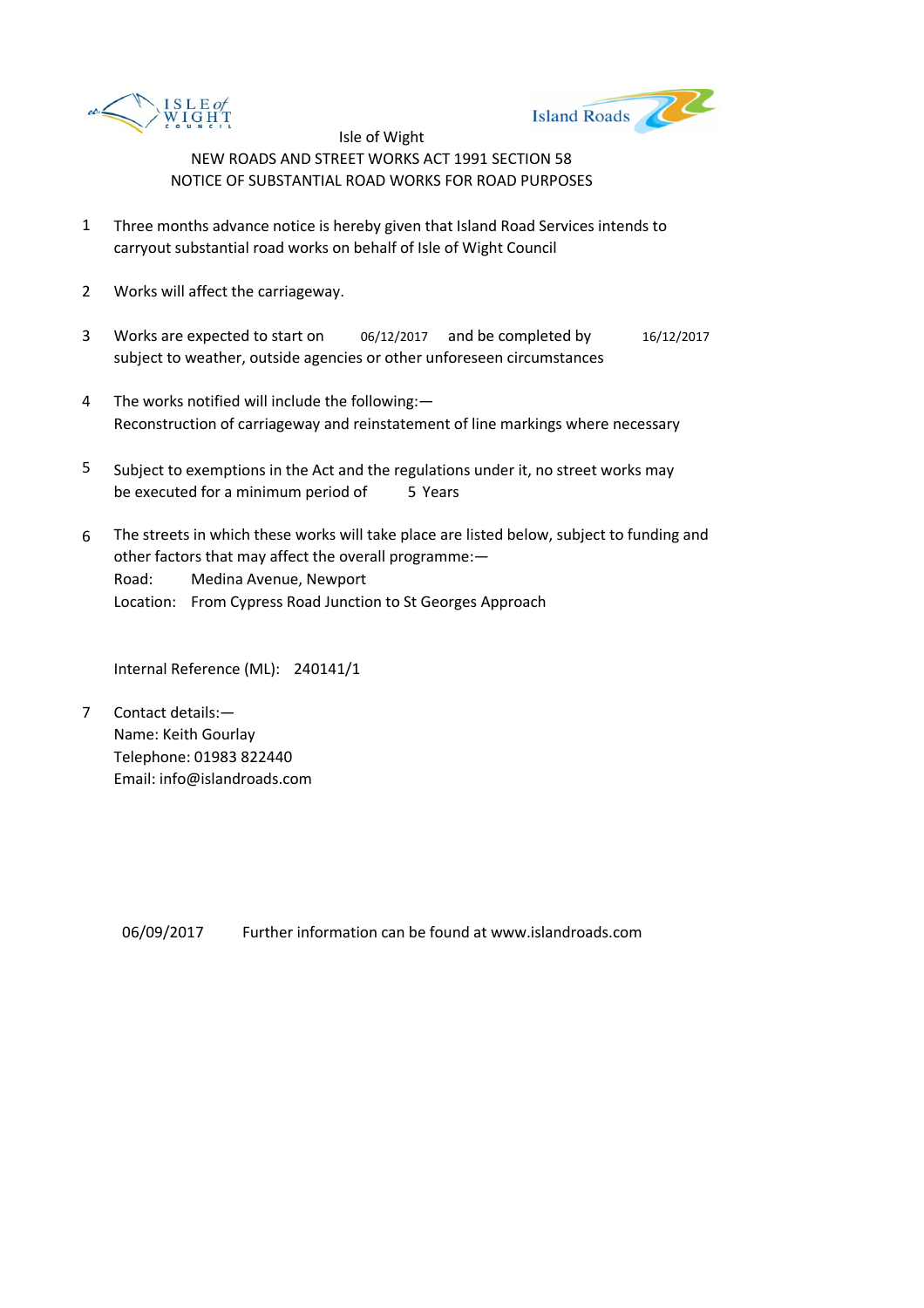Isle of Wight

NEW ROADS AND STREET WORKS ACT 1991 SECTION 58

NOTICE OF SUBSTANTIAL ROAD WORKS FOR ROAD PURPOSES

1. Three months advance notice is hereby given that Island Road Services intends to carryout substantial road works on behalf of Isle of Wight Council

2. Works will affect the carriageway.

3. Works are expected to start on 06/12/2017 and be completed by 16/12/2017 subject to weather, outside agencies or other unforeseen circumstances

4. The works notified will include the following:—
Reconstruction of carriageway and reinstatement of line markings where necessary

5. Subject to exemptions in the Act and the regulations under it, no street works may be executed for a minimum period of 5 Years

6. The streets in which these works will take place are listed below, subject to funding and other factors that may affect the overall programme:—
Road: Medina Avenue, Newport
Location: From Cypress Road Junction to St Georges Approach

   Internal Reference (ML): 240141/1

7. Contact details:—
Name: Keith Gourlay
Telephone: 01983 822440
Email: info@islandroads.com

06/09/2017 Further information can be found at www.islandroads.com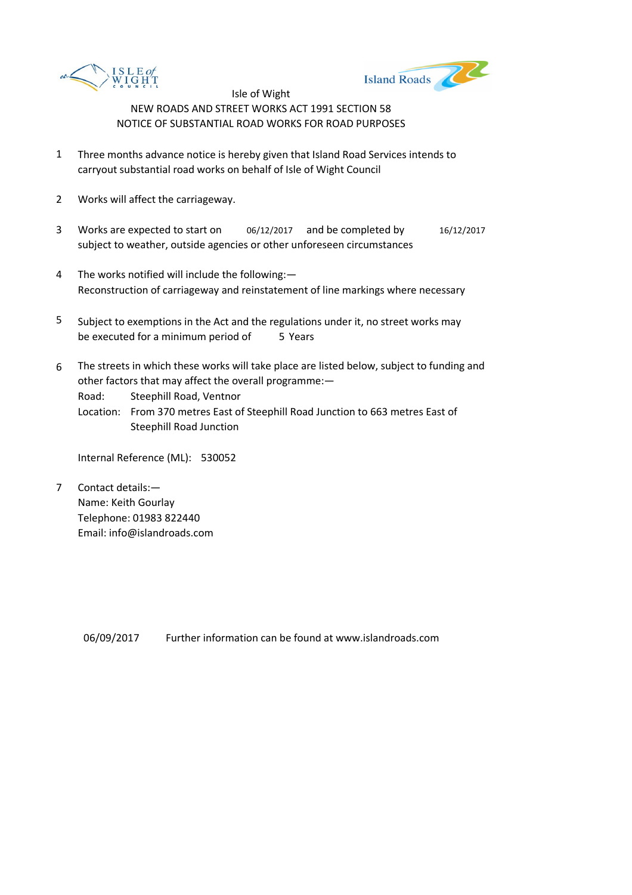Isle of Wight

NEW ROADS AND STREET WORKS ACT 1991 SECTION 58

NOTICE OF SUBSTANTIAL ROAD WORKS FOR ROAD PURPOSES

1. Three months advance notice is hereby given that Island Road Services intends to carryout substantial road works on behalf of Isle of Wight Council

2. Works will affect the carriageway.

3. Works are expected to start on 06/12/2017 and be completed by 16/12/2017 subject to weather, outside agencies or other unforeseen circumstances

4. The works notified will include the following:—
   Reconstruction of carriageway and reinstatement of line markings where necessary

5. Subject to exemptions in the Act and the regulations under it, no street works may be executed for a minimum period of 5 Years

6. The streets in which these works will take place are listed below, subject to funding and other factors that may affect the overall programme:—
   Road: Steephill Road, Ventnor
   Location: From 370 metres East of Steephill Road Junction to 663 metres East of Steephill Road Junction

   Internal Reference (ML): 530052

7. Contact details:—
   Name: Keith Gourlay
   Telephone: 01983 822440
   Email: info@islandroads.com

06/09/2017 Further information can be found at www.islandroads.com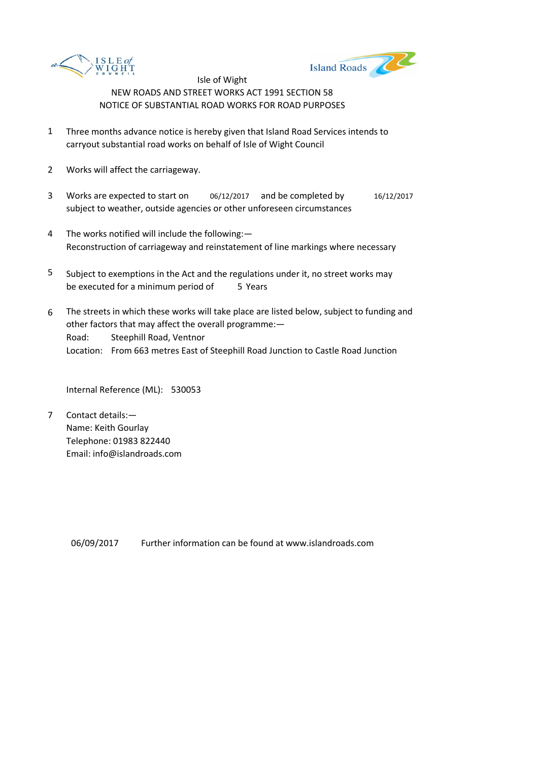Isle of Wight

NEW ROADS AND STREET WORKS ACT 1991 SECTION 58

NOTICE OF SUBSTANTIAL ROAD WORKS FOR ROAD PURPOSES

1. Three months advance notice is hereby given that Island Road Services intends to carryout substantial road works on behalf of Isle of Wight Council

2. Works will affect the carriageway.

3. Works are expected to start on 06/12/2017 and be completed by 16/12/2017 subject to weather, outside agencies or other unforeseen circumstances

4. The works notified will include the following:—
   Reconstruction of carriageway and reinstatement of line markings where necessary

5. Subject to exemptions in the Act and the regulations under it, no street works may be executed for a minimum period of 5 Years

6. The streets in which these works will take place are listed below, subject to funding and other factors that may affect the overall programme:—
   Road: Steephill Road, Ventnor
   Location: From 663 metres East of Steephill Road Junction to Castle Road Junction

   Internal Reference (ML): 530053

7. Contact details:—
   Name: Keith Gourlay
   Telephone: 01983 822440
   Email: info@islandroads.com

06/09/2017 Further information can be found at www.islandroads.com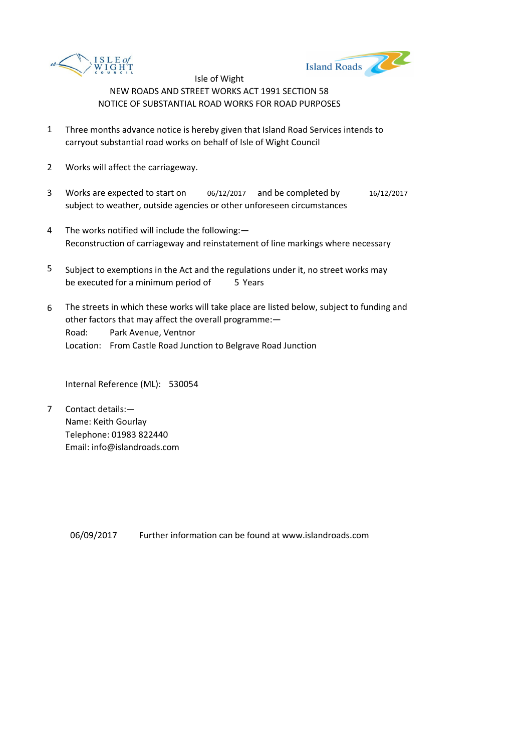Isle of Wight
NEW ROADS AND STREET WORKS ACT 1991 SECTION 58
NOTICE OF SUBSTANTIAL ROAD WORKS FOR ROAD PURPOSES

1. Three months advance notice is hereby given that Island Road Services intends to carryout substantial road works on behalf of Isle of Wight Council

2. Works will affect the carriageway.

3. Works are expected to start on 06/12/2017 and be completed by 16/12/2017 subject to weather, outside agencies or other unforeseen circumstances

4. The works notified will include the following:—
   Reconstruction of carriageway and reinstatement of line markings where necessary

5. Subject to exemptions in the Act and the regulations under it, no street works may be executed for a minimum period of 5 Years

6. The streets in which these works will take place are listed below, subject to funding and other factors that may affect the overall programme:—
   Road: Park Avenue, Ventnor
   Location: From Castle Road Junction to Belgrave Road Junction

   Internal Reference (ML): 530054

7. Contact details:—
   Name: Keith Gourlay
   Telephone: 01983 822440
   Email: info@islandroads.com

06/09/2017 Further information can be found at www.islandroads.com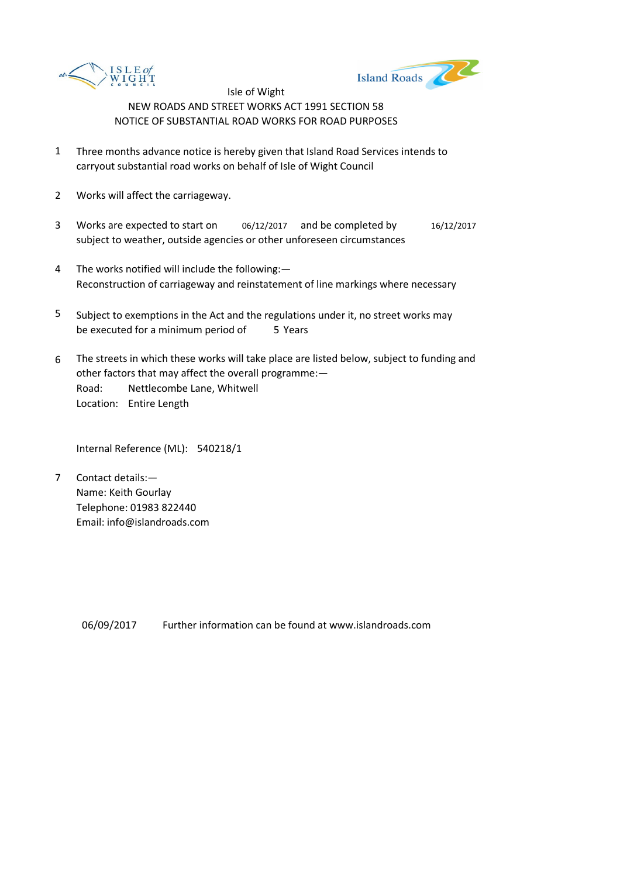Isle of Wight

NEW ROADS AND STREET WORKS ACT 1991 SECTION 58

NOTICE OF SUBSTANTIAL ROAD WORKS FOR ROAD PURPOSES

1. Three months advance notice is hereby given that Island Road Services intends to carryout substantial road works on behalf of Isle of Wight Council

2. Works will affect the carriageway.

3. Works are expected to start on 06/12/2017 and be completed by 16/12/2017 subject to weather, outside agencies or other unforeseen circumstances

4. The works notified will include the following:— Reconstruction of carriageway and reinstatement of line markings where necessary

5. Subject to exemptions in the Act and the regulations under it, no street works may be executed for a minimum period of 5 Years

6. The streets in which these works will take place are listed below, subject to funding and other factors that may affect the overall programme:—
   Road: Nettlecombe Lane, Whitwell
   Location: Entire Length

   Internal Reference (ML): 540218/1

7. Contact details:—
   Name: Keith Gourlay
   Telephone: 01983 822440
   Email: info@islandroads.com

06/09/2017 Further information can be found at www.islandroads.com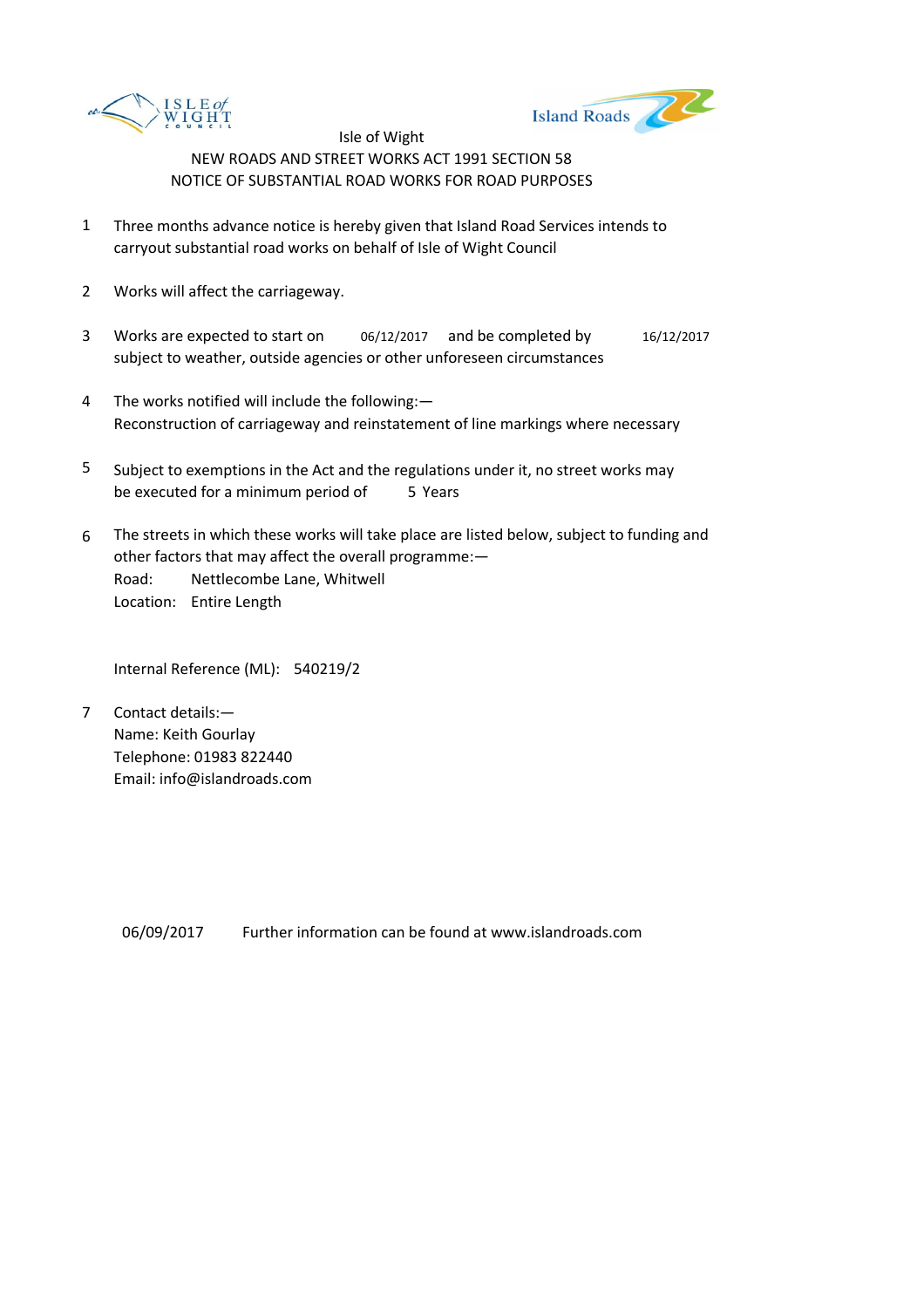Isle of Wight

NEW ROADS AND STREET WORKS ACT 1991 SECTION 58

NOTICE OF SUBSTANTIAL ROAD WORKS FOR ROAD PURPOSES

1. Three months advance notice is hereby given that Island Road Services intends to carryout substantial road works on behalf of Isle of Wight Council

2. Works will affect the carriageway.

3. Works are expected to start on 06/12/2017 and be completed by 16/12/2017 subject to weather, outside agencies or other unforeseen circumstances

4. The works notified will include the following:—
   Reconstruction of carriageway and reinstatement of line markings where necessary

5. Subject to exemptions in the Act and the regulations under it, no street works may be executed for a minimum period of 5 Years

6. The streets in which these works will take place are listed below, subject to funding and other factors that may affect the overall programme:—
   Road: Nettlecombe Lane, Whitwell
   Location: Entire Length

   Internal Reference (ML): 540219/2

7. Contact details:—
   Name: Keith Gourlay
   Telephone: 01983 822440
   Email: info@islandroads.com

06/09/2017 Further information can be found at www.islandroads.com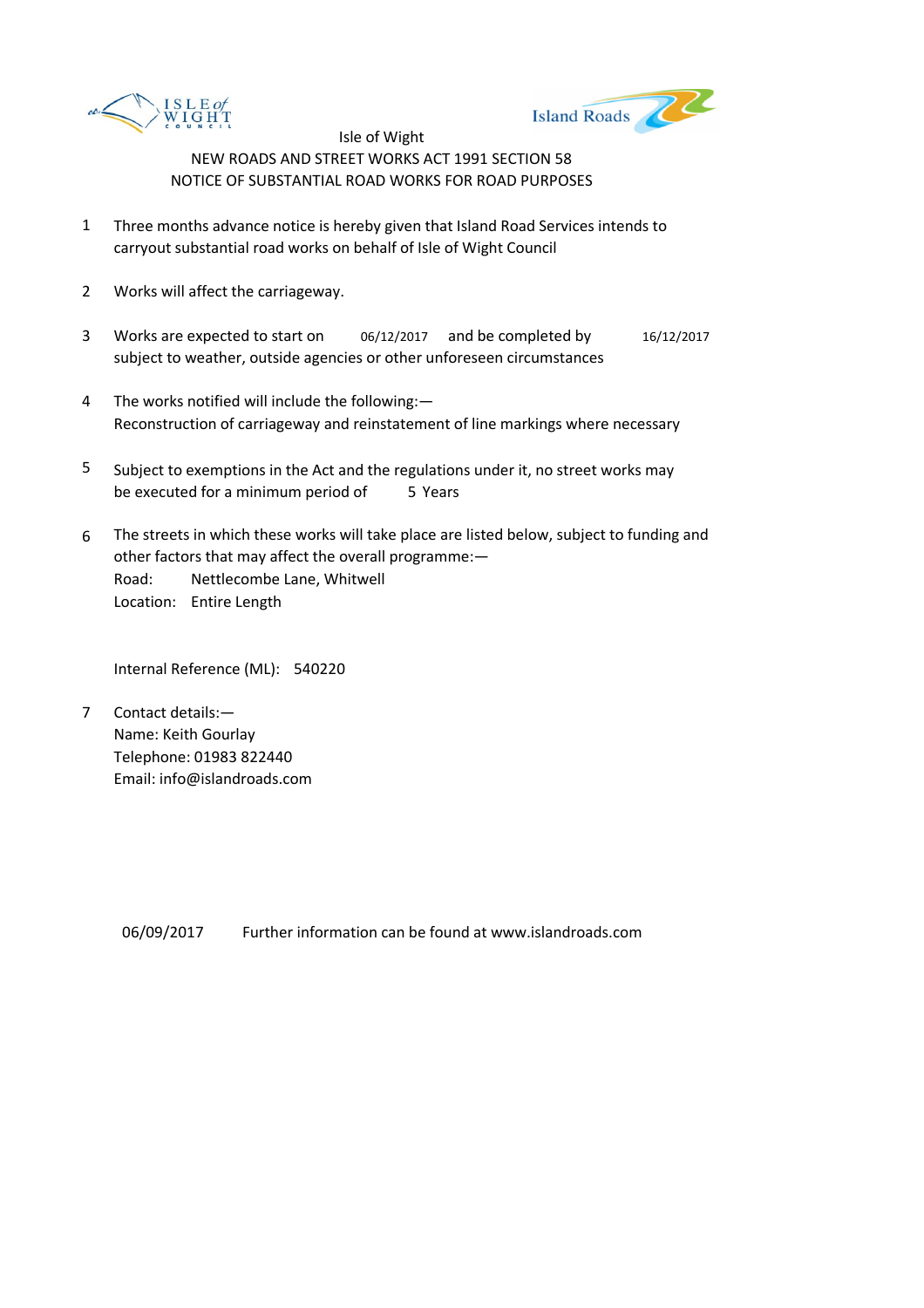Isle of Wight
NEW ROADS AND STREET WORKS ACT 1991 SECTION 58
NOTICE OF SUBSTANTIAL ROAD WORKS FOR ROAD PURPOSES

1. Three months advance notice is hereby given that Island Road Services intends to carryout substantial road works on behalf of Isle of Wight Council

2. Works will affect the carriageway.

3. Works are expected to start on 06/12/2017 and be completed by 16/12/2017 subject to weather, outside agencies or other unforeseen circumstances

4. The works notified will include the following:—
Reconstruction of carriageway and reinstatement of line markings where necessary

5. Subject to exemptions in the Act and the regulations under it, no street works may be executed for a minimum period of 5 Years

6. The streets in which these works will take place are listed below, subject to funding and other factors that may affect the overall programme:—
Road: Nettlecombe Lane, Whitwell
Location: Entire Length

   Internal Reference (ML): 540220

7. Contact details:—
Name: Keith Gourlay
Telephone: 01983 822440
Email: info@islandroads.com

06/09/2017 Further information can be found at www.islandroads.com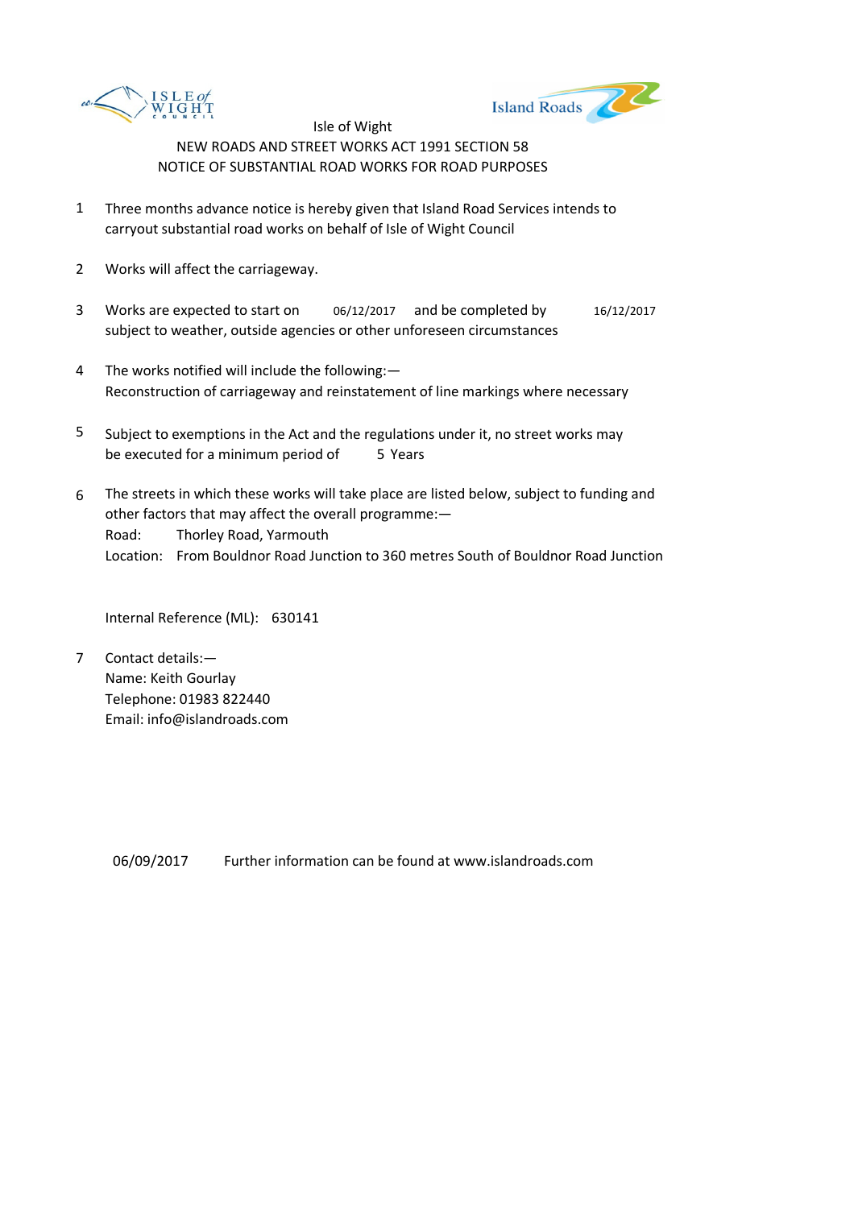Isle of Wight

NEW ROADS AND STREET WORKS ACT 1991 SECTION 58

NOTICE OF SUBSTANTIAL ROAD WORKS FOR ROAD PURPOSES

1 Three months advance notice is hereby given that Island Road Services intends to carryout substantial road works on behalf of Isle of Wight Council

2 Works will affect the carriageway.

3 Works are expected to start on 06/12/2017 and be completed by 16/12/2017 subject to weather, outside agencies or other unforeseen circumstances

4 The works notified will include the following:— Reconstruction of carriageway and reinstatement of line markings where necessary

5 Subject to exemptions in the Act and the regulations under it, no street works may be executed for a minimum period of 5 Years

6 The streets in which these works will take place are listed below, subject to funding and other factors that may affect the overall programme:—
Road: Thorley Road, Yarmouth
Location: From Bouldnor Road Junction to 360 metres South of Bouldnor Road Junction

Internal Reference (ML): 630141

7 Contact details:—
Name: Keith Gourlay
Telephone: 01983 822440
Email: info@islandroads.com

06/09/2017 Further information can be found at www.islandroads.com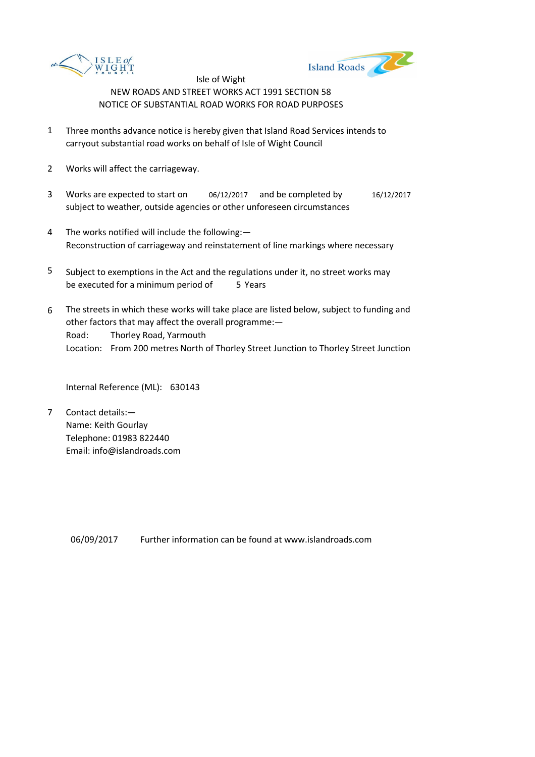Isle of Wight

NEW ROADS AND STREET WORKS ACT 1991 SECTION 58

NOTICE OF SUBSTANTIAL ROAD WORKS FOR ROAD PURPOSES

1. Three months advance notice is hereby given that Island Road Services intends to carryout substantial road works on behalf of Isle of Wight Council

2. Works will affect the carriageway.

3. Works are expected to start on 06/12/2017 and be completed by 16/12/2017 subject to weather, outside agencies or other unforeseen circumstances

4. The works notified will include the following:—
   Reconstruction of carriageway and reinstatement of line markings where necessary

5. Subject to exemptions in the Act and the regulations under it, no street works may be executed for a minimum period of 5 Years

6. The streets in which these works will take place are listed below, subject to funding and other factors that may affect the overall programme:—
   Road: Thorley Road, Yarmouth
   Location: From 200 metres North of Thorley Street Junction to Thorley Street Junction

   Internal Reference (ML): 630143

7. Contact details:—
   Name: Keith Gourlay
   Telephone: 01983 822440
   Email: info@islandroads.com

06/09/2017 Further information can be found at www.islandroads.com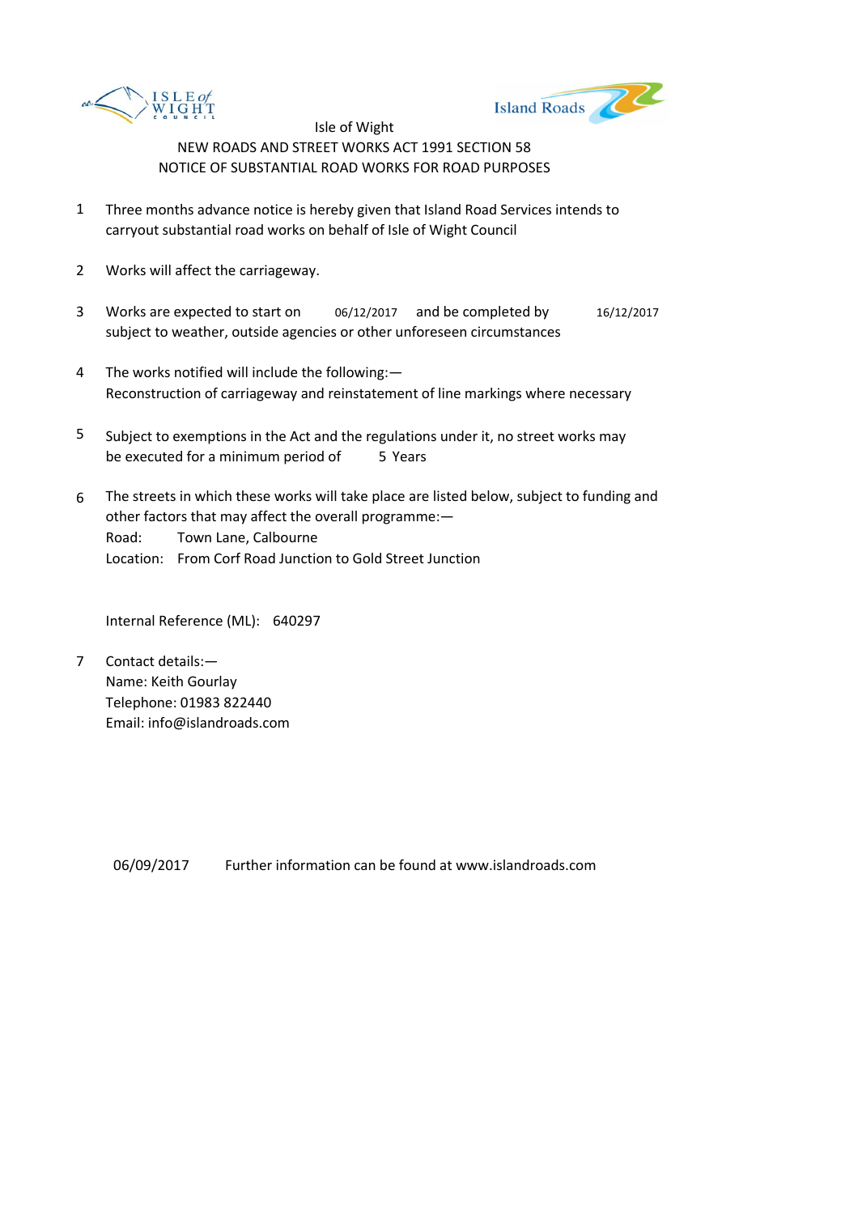Isle of Wight

NEW ROADS AND STREET WORKS ACT 1991 SECTION 58

NOTICE OF SUBSTANTIAL ROAD WORKS FOR ROAD PURPOSES

1. Three months advance notice is hereby given that Island Road Services intends to carryout substantial road works on behalf of Isle of Wight Council

2. Works will affect the carriageway.

3. Works are expected to start on 06/12/2017 and be completed by 16/12/2017 subject to weather, outside agencies or other unforeseen circumstances

4. The works notified will include the following:—
   Reconstruction of carriageway and reinstatement of line markings where necessary

5. Subject to exemptions in the Act and the regulations under it, no street works may be executed for a minimum period of 5 Years

6. The streets in which these works will take place are listed below, subject to funding and other factors that may affect the overall programme:—
   Road: Town Lane, Calbourne
   Location: From Corf Road Junction to Gold Street Junction

   Internal Reference (ML): 640297

7. Contact details:—
   Name: Keith Gourlay
   Telephone: 01983 822440
   Email: info@islandroads.com

06/09/2017 Further information can be found at www.islandroads.com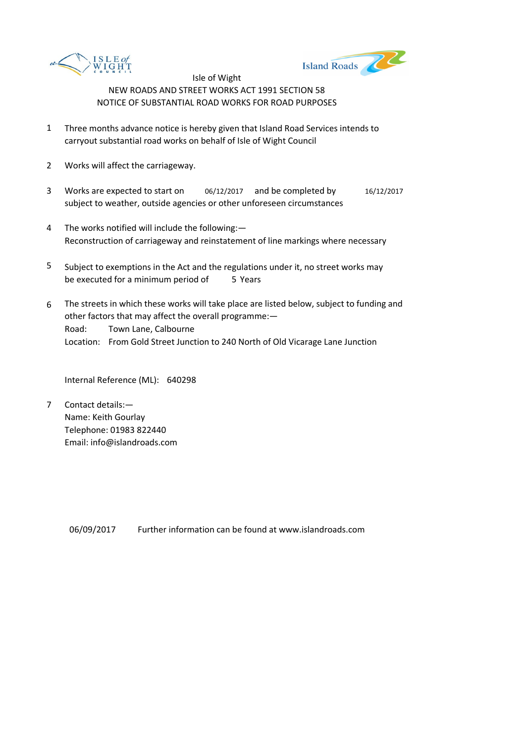Isle of Wight

NEW ROADS AND STREET WORKS ACT 1991 SECTION 58

NOTICE OF SUBSTANTIAL ROAD WORKS FOR ROAD PURPOSES

1. Three months advance notice is hereby given that Island Road Services intends to carryout substantial road works on behalf of Isle of Wight Council

2. Works will affect the carriageway.

3. Works are expected to start on 06/12/2017 and be completed by 16/12/2017 subject to weather, outside agencies or other unforeseen circumstances

4. The works notified will include the following:—
   Reconstruction of carriageway and reinstatement of line markings where necessary

5. Subject to exemptions in the Act and the regulations under it, no street works may be executed for a minimum period of 5 Years

6. The streets in which these works will take place are listed below, subject to funding and other factors that may affect the overall programme:—
   Road: Town Lane, Calbourne
   Location: From Gold Street Junction to 240 North of Old Vicarage Lane Junction

   Internal Reference (ML): 640298

7. Contact details:—
   Name: Keith Gourlay
   Telephone: 01983 822440
   Email: info@islandroads.com

06/09/2017 Further information can be found at www.islandroads.com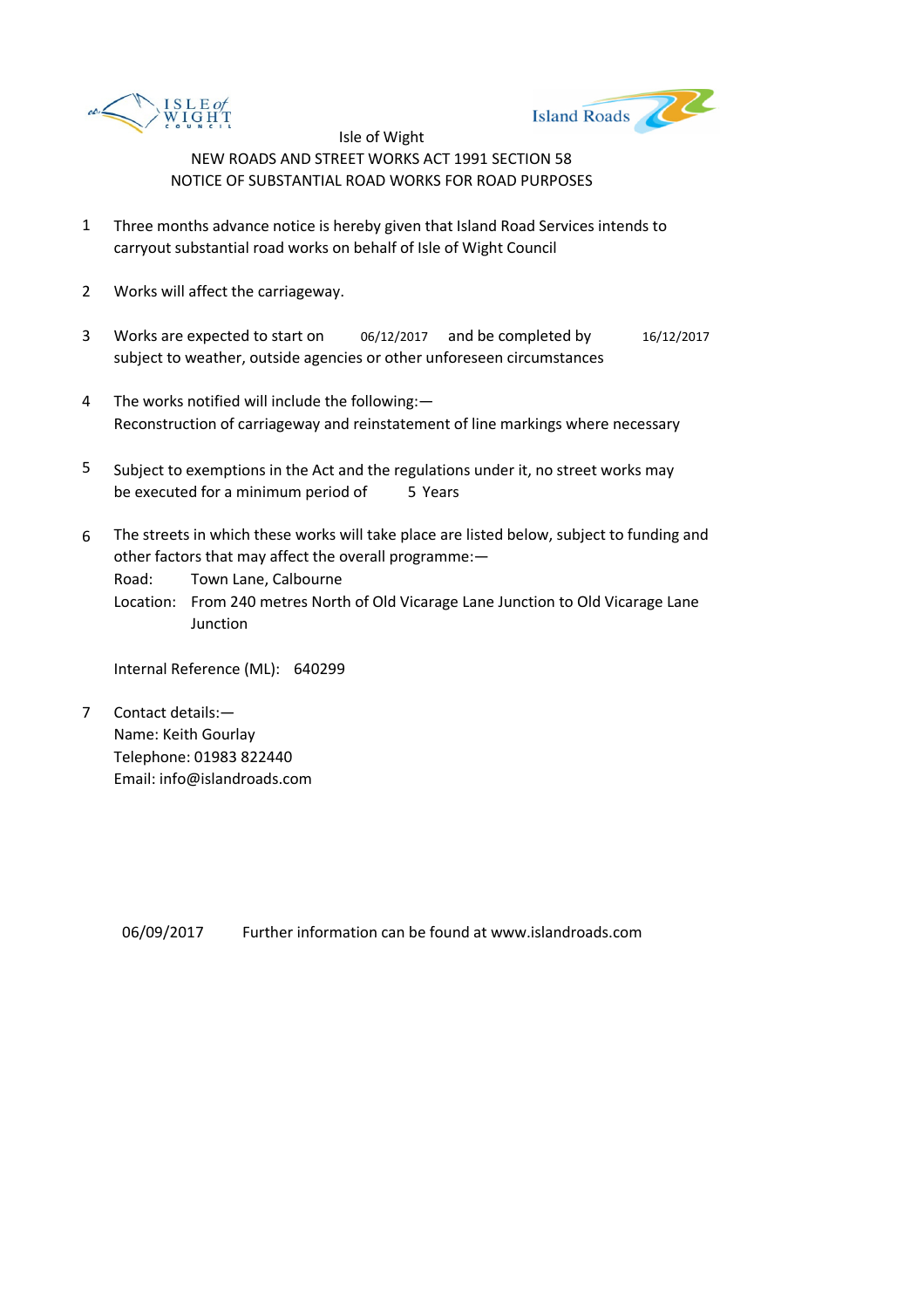Isle of Wight

NEW ROADS AND STREET WORKS ACT 1991 SECTION 58

NOTICE OF SUBSTANTIAL ROAD WORKS FOR ROAD PURPOSES

1. Three months advance notice is hereby given that Island Road Services intends to carryout substantial road works on behalf of Isle of Wight Council

2. Works will affect the carriageway.

3. Works are expected to start on 06/12/2017 and be completed by 16/12/2017 subject to weather, outside agencies or other unforeseen circumstances

4. The works notified will include the following:— Reconstruction of carriageway and reinstatement of line markings where necessary

5. Subject to exemptions in the Act and the regulations under it, no street works may be executed for a minimum period of 5 Years

6. The streets in which these works will take place are listed below, subject to funding and other factors that may affect the overall programme:—
   Road: Town Lane, Calbourne
   Location: From 240 metres North of Old Vicarage Lane Junction to Old Vicarage Lane Junction

   Internal Reference (ML): 640299

7. Contact details:—
   Name: Keith Gourlay
   Telephone: 01983 822440
   Email: info@islandroads.com

06/09/2017 Further information can be found at www.islandroads.com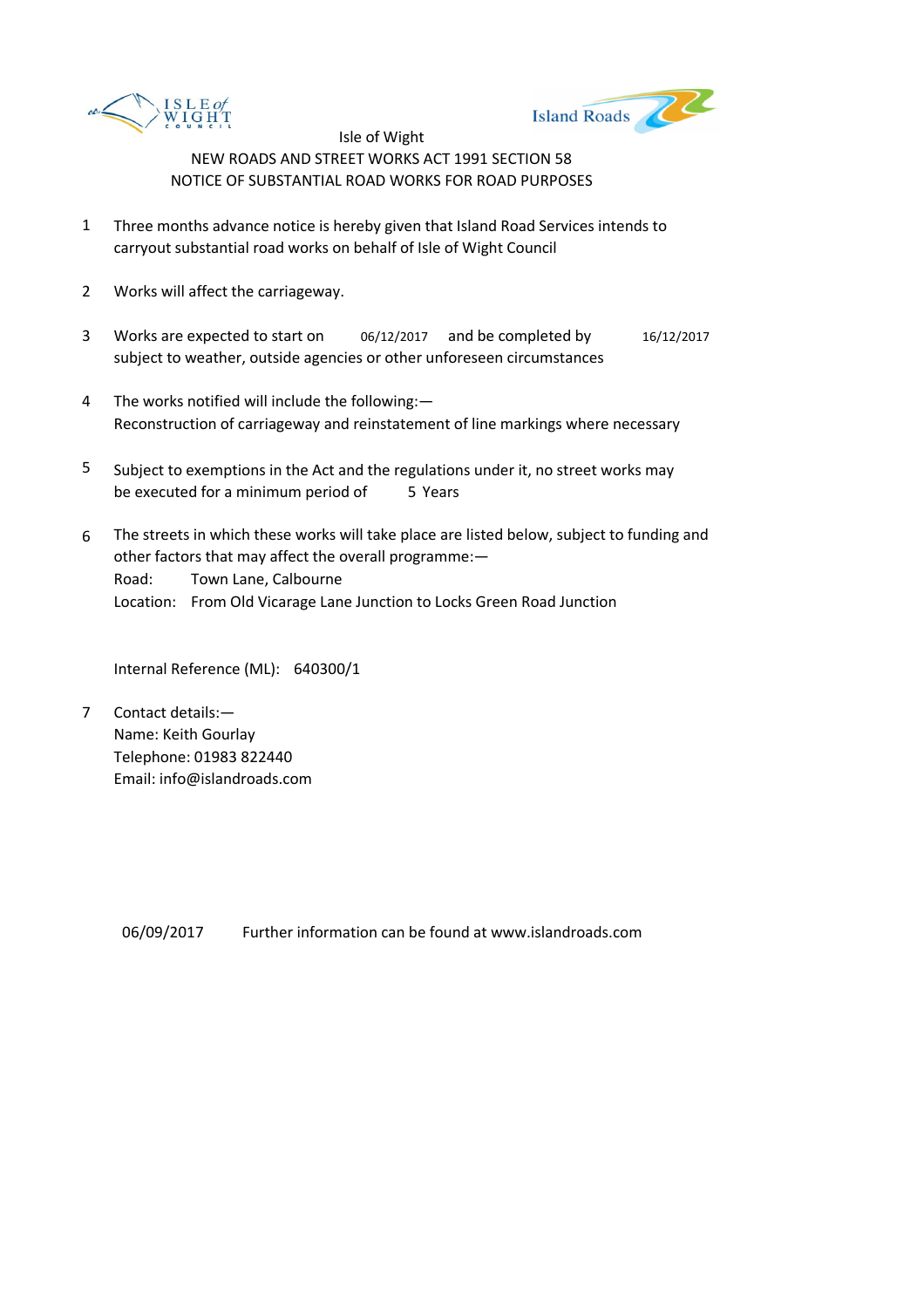Isle of Wight

NEW ROADS AND STREET WORKS ACT 1991 SECTION 58

NOTICE OF SUBSTANTIAL ROAD WORKS FOR ROAD PURPOSES

1. Three months advance notice is hereby given that Island Road Services intends to carryout substantial road works on behalf of Isle of Wight Council

2. Works will affect the carriageway.

3. Works are expected to start on 06/12/2017 and be completed by 16/12/2017 subject to weather, outside agencies or other unforeseen circumstances

4. The works notified will include the following:—
   Reconstruction of carriageway and reinstatement of line markings where necessary

5. Subject to exemptions in the Act and the regulations under it, no street works may be executed for a minimum period of 5 Years

6. The streets in which these works will take place are listed below, subject to funding and other factors that may affect the overall programme:—
   Road: Town Lane, Calbourne
   Location: From Old Vicarage Lane Junction to Locks Green Road Junction

   Internal Reference (ML): 640300/1

7. Contact details:—
   Name: Keith Gourlay
   Telephone: 01983 822440
   Email: info@islandroads.com

06/09/2017 Further information can be found at www.islandroads.com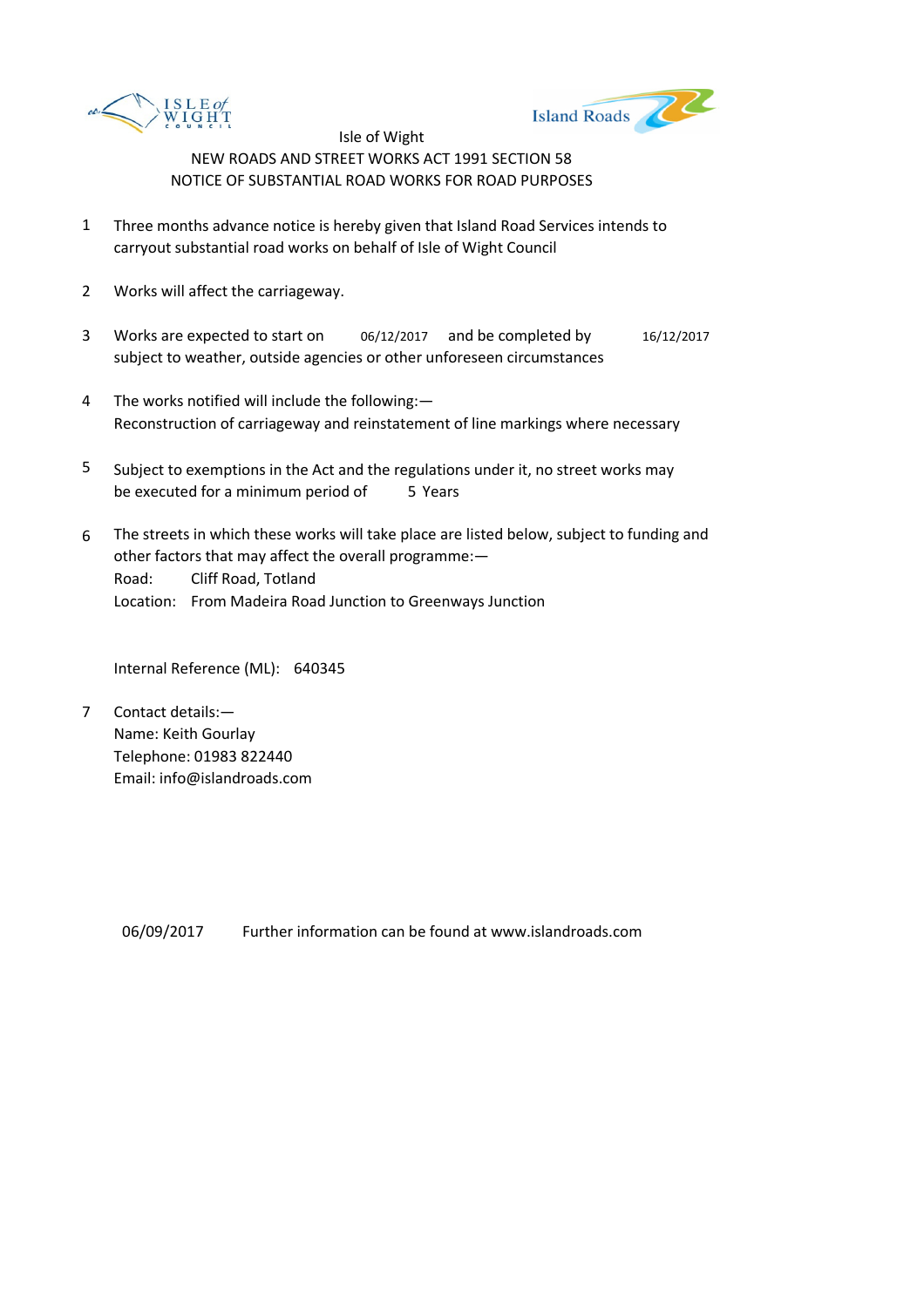Isle of Wight

NEW ROADS AND STREET WORKS ACT 1991 SECTION 58

NOTICE OF SUBSTANTIAL ROAD WORKS FOR ROAD PURPOSES

1. Three months advance notice is hereby given that Island Road Services intends to carryout substantial road works on behalf of Isle of Wight Council

2. Works will affect the carriageway.

3. Works are expected to start on 06/12/2017 and be completed by 16/12/2017 subject to weather, outside agencies or other unforeseen circumstances

4. The works notified will include the following:—
   Reconstruction of carriageway and reinstatement of line markings where necessary

5. Subject to exemptions in the Act and the regulations under it, no street works may be executed for a minimum period of 5 Years

6. The streets in which these works will take place are listed below, subject to funding and other factors that may affect the overall programme:—
   Road: Cliff Road, Totland
   Location: From Madeira Road Junction to Greenways Junction

   Internal Reference (ML): 640345

7. Contact details:—
   Name: Keith Gourlay
   Telephone: 01983 822440
   Email: info@islandroads.com

06/09/2017 Further information can be found at www.islandroads.com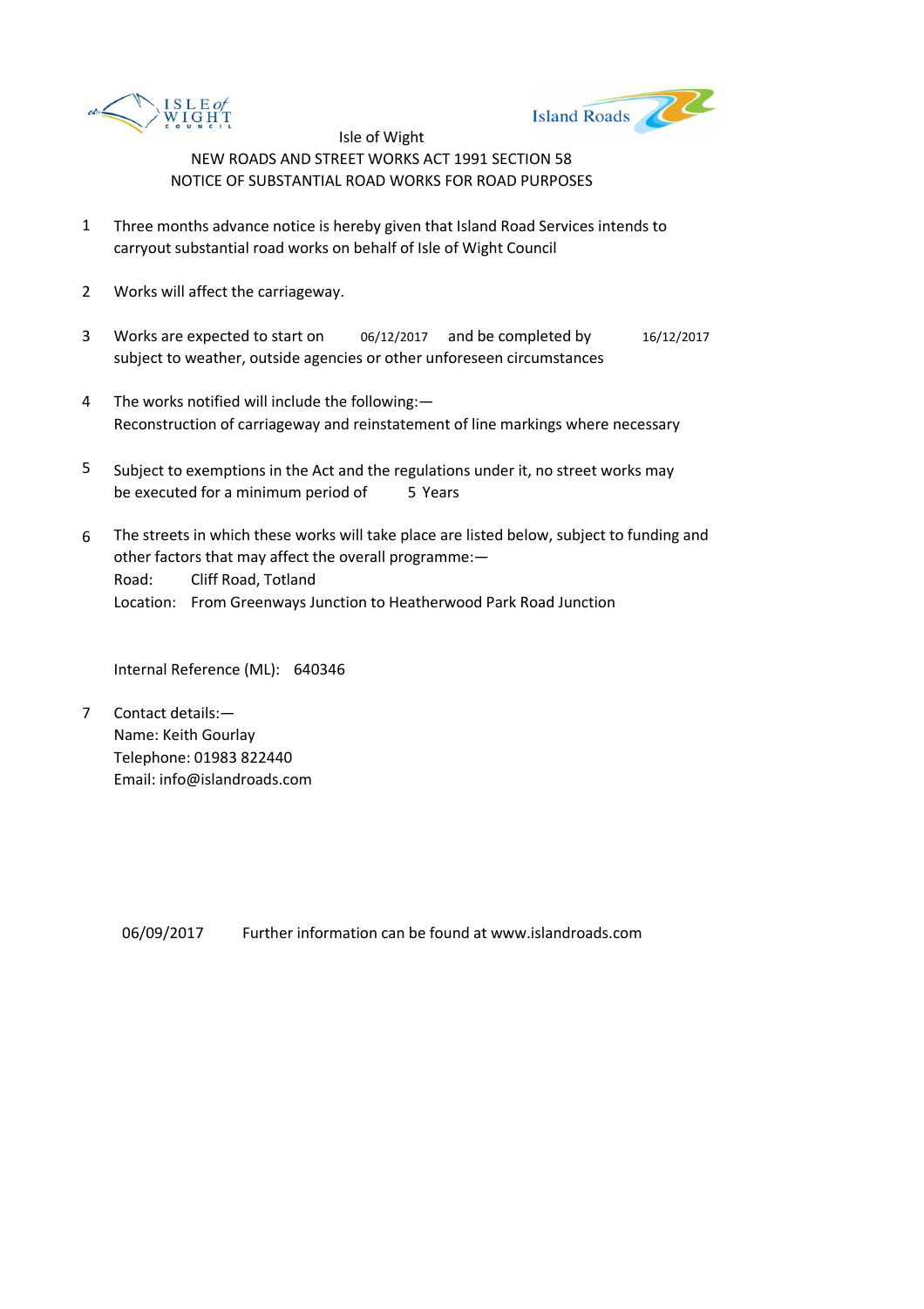Isle of Wight

NEW ROADS AND STREET WORKS ACT 1991 SECTION 58

NOTICE OF SUBSTANTIAL ROAD WORKS FOR ROAD PURPOSES

1. Three months advance notice is hereby given that Island Road Services intends to carryout substantial road works on behalf of Isle of Wight Council

2. Works will affect the carriageway.

3. Works are expected to start on 06/12/2017 and be completed by 16/12/2017 subject to weather, outside agencies or other unforeseen circumstances

4. The works notified will include the following:—
   Reconstruction of carriageway and reinstatement of line markings where necessary

5. Subject to exemptions in the Act and the regulations under it, no street works may be executed for a minimum period of 5 Years

6. The streets in which these works will take place are listed below, subject to funding and other factors that may affect the overall programme:—
   Road: Cliff Road, Totland
   Location: From Greenways Junction to Heatherwood Park Road Junction

   Internal Reference (ML): 640346

7. Contact details:—
   Name: Keith Gourlay
   Telephone: 01983 822440
   Email: info@islandroads.com

06/09/2017 Further information can be found at www.islandroads.com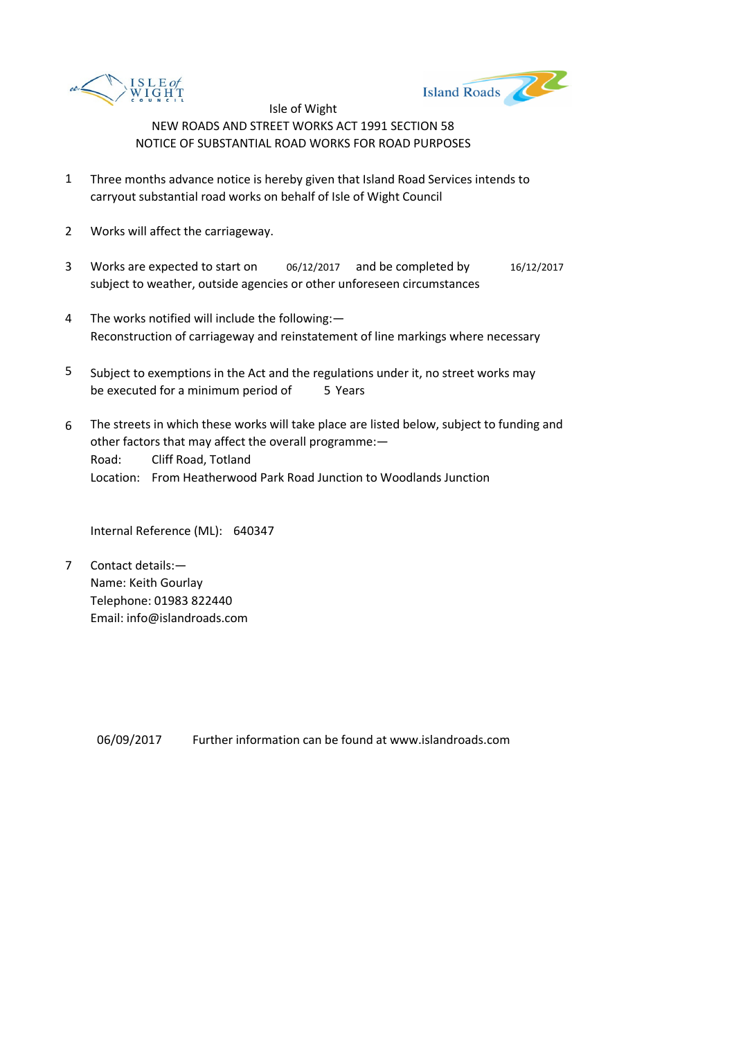Isle of Wight

NEW ROADS AND STREET WORKS ACT 1991 SECTION 58

NOTICE OF SUBSTANTIAL ROAD WORKS FOR ROAD PURPOSES

1. Three months advance notice is hereby given that Island Road Services intends to carryout substantial road works on behalf of Isle of Wight Council

2. Works will affect the carriageway.

3. Works are expected to start on 06/12/2017 and be completed by 16/12/2017 subject to weather, outside agencies or other unforeseen circumstances

4. The works notified will include the following:— Reconstruction of carriageway and reinstatement of line markings where necessary

5. Subject to exemptions in the Act and the regulations under it, no street works may be executed for a minimum period of 5 Years

6. The streets in which these works will take place are listed below, subject to funding and other factors that may affect the overall programme:—
   Road: Cliff Road, Totland
   Location: From Heatherwood Park Road Junction to Woodlands Junction

   Internal Reference (ML): 640347

7. Contact details:—
   Name: Keith Gourlay
   Telephone: 01983 822440
   Email: info@islandroads.com

06/09/2017 Further information can be found at www.islandroads.com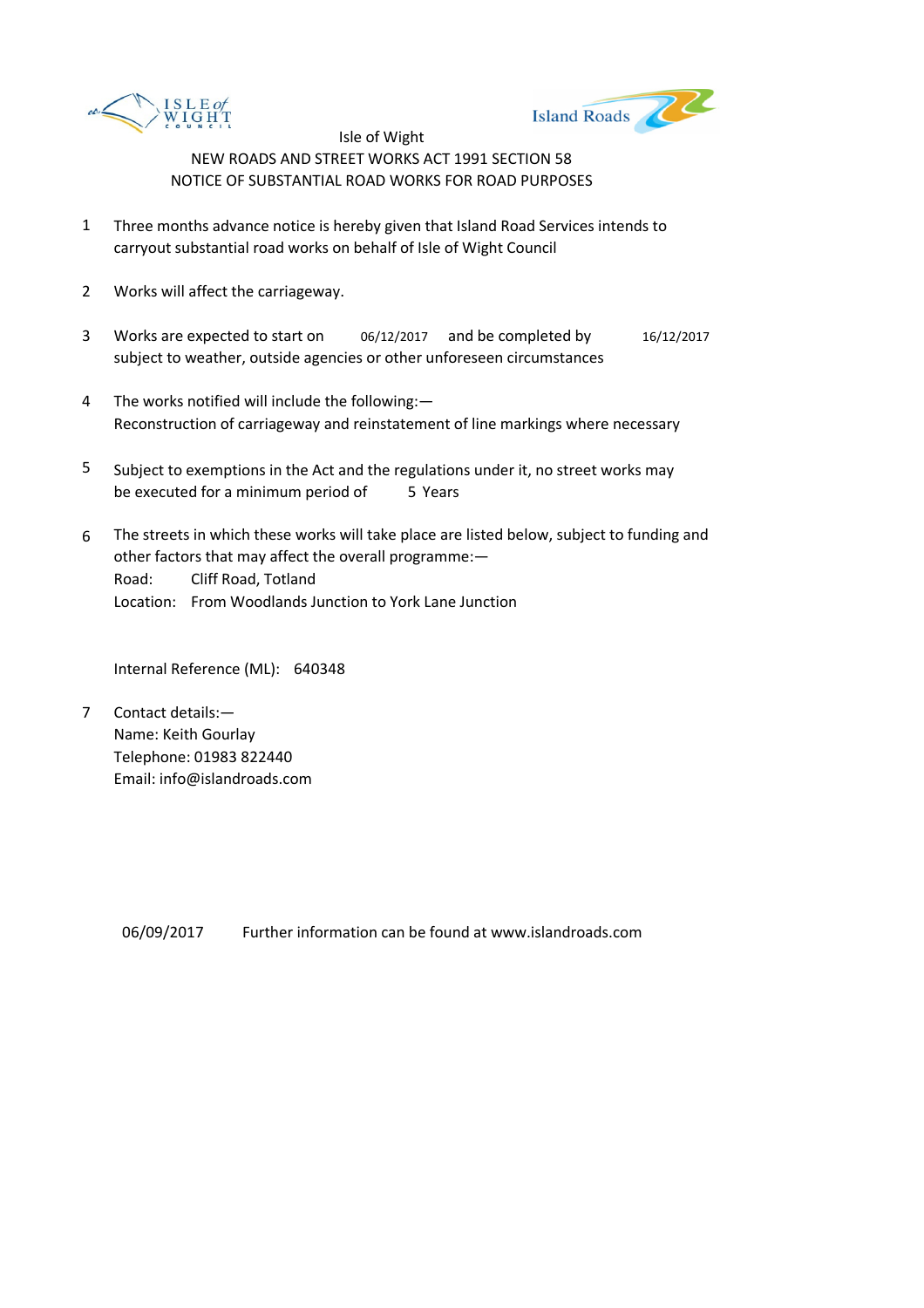Isle of Wight

NEW ROADS AND STREET WORKS ACT 1991 SECTION 58

NOTICE OF SUBSTANTIAL ROAD WORKS FOR ROAD PURPOSES

1. Three months advance notice is hereby given that Island Road Services intends to carryout substantial road works on behalf of Isle of Wight Council

2. Works will affect the carriageway.

3. Works are expected to start on 06/12/2017 and be completed by 16/12/2017 subject to weather, outside agencies or other unforeseen circumstances

4. The works notified will include the following:—
   Reconstruction of carriageway and reinstatement of line markings where necessary

5. Subject to exemptions in the Act and the regulations under it, no street works may be executed for a minimum period of 5 Years

6. The streets in which these works will take place are listed below, subject to funding and other factors that may affect the overall programme:—
   Road: Cliff Road, Totland
   Location: From Woodlands Junction to York Lane Junction

   Internal Reference (ML): 640348

7. Contact details:—
   Name: Keith Gourlay
   Telephone: 01983 822440
   Email: info@islandroads.com

06/09/2017 Further information can be found at www.islandroads.com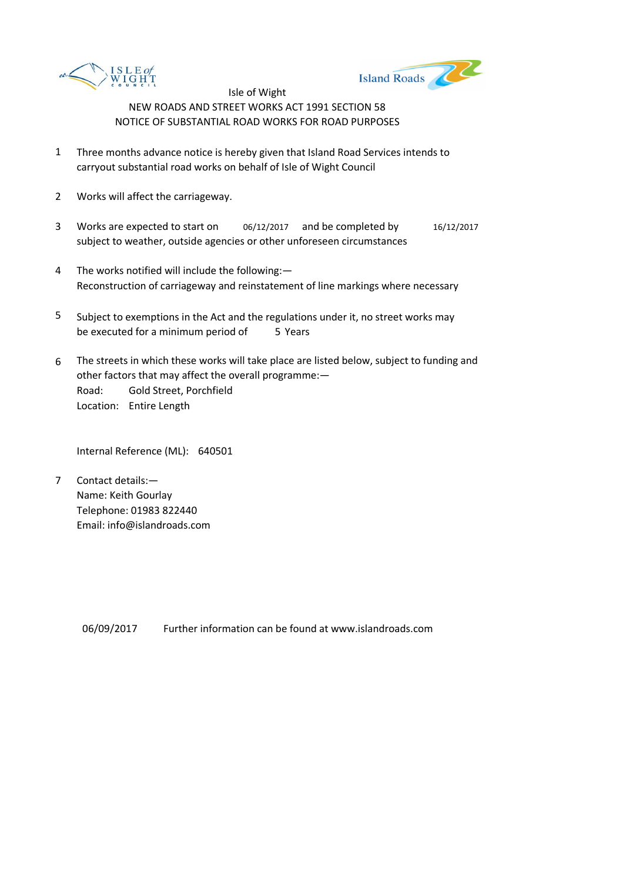Isle of Wight

NEW ROADS AND STREET WORKS ACT 1991 SECTION 58

NOTICE OF SUBSTANTIAL ROAD WORKS FOR ROAD PURPOSES

1. Three months advance notice is hereby given that Island Road Services intends to carryout substantial road works on behalf of Isle of Wight Council

2. Works will affect the carriageway.

3. Works are expected to start on 06/12/2017 and be completed by 16/12/2017 subject to weather, outside agencies or other unforeseen circumstances

4. The works notified will include the following:—
Reconstruction of carriageway and reinstatement of line markings where necessary

5. Subject to exemptions in the Act and the regulations under it, no street works may be executed for a minimum period of 5 Years

6. The streets in which these works will take place are listed below, subject to funding and other factors that may affect the overall programme:—
Road: Gold Street, Porchfield
Location: Entire Length

   Internal Reference (ML): 640501

7. Contact details:—
Name: Keith Gourlay
Telephone: 01983 822440
Email: info@islandroads.com

06/09/2017 Further information can be found at www.islandroads.com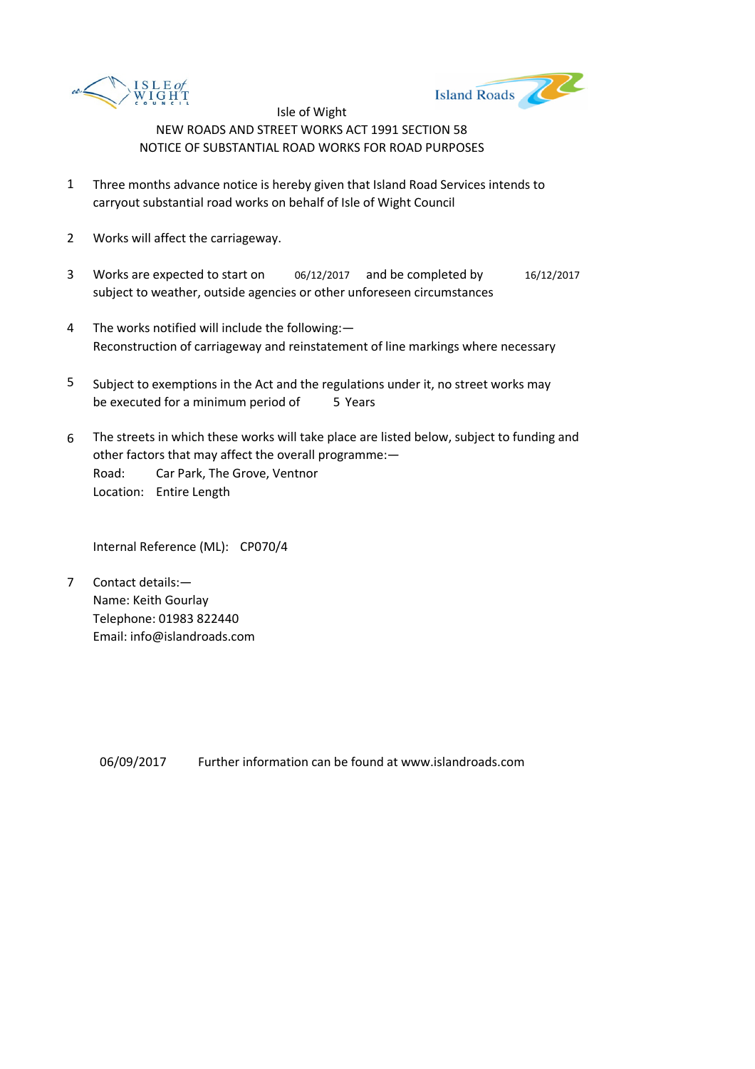Isle of Wight

NEW ROADS AND STREET WORKS ACT 1991 SECTION 58

NOTICE OF SUBSTANTIAL ROAD WORKS FOR ROAD PURPOSES

1. Three months advance notice is hereby given that Island Road Services intends to carryout substantial road works on behalf of Isle of Wight Council

2. Works will affect the carriageway.

3. Works are expected to start on 06/12/2017 and be completed by 16/12/2017 subject to weather, outside agencies or other unforeseen circumstances

4. The works notified will include the following:—
   Reconstruction of carriageway and reinstatement of line markings where necessary

5. Subject to exemptions in the Act and the regulations under it, no street works may be executed for a minimum period of 5 Years

6. The streets in which these works will take place are listed below, subject to funding and other factors that may affect the overall programme:—
   Road: Car Park, The Grove, Ventnor
   Location: Entire Length

   Internal Reference (ML): CP070/4

7. Contact details:—
   Name: Keith Gourlay
   Telephone: 01983 822440
   Email: info@islandroads.com

06/09/2017 Further information can be found at www.islandroads.com